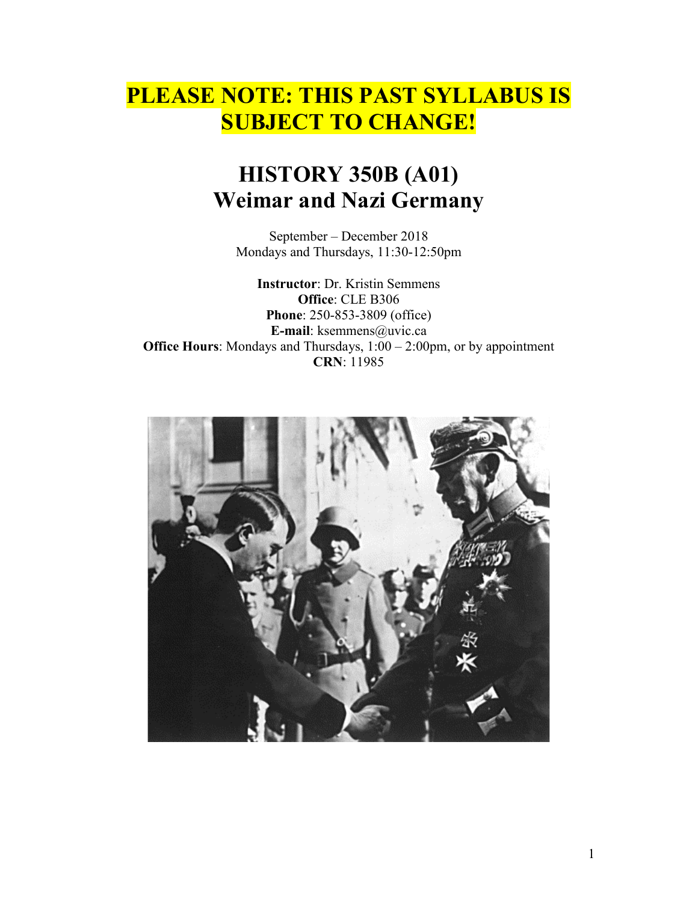**PLEASE NOTE: THIS PAST SYLLABUS IS SUBJECT TO CHANGE!**

# HISTORY 350B (A01)
# Weimar and Nazi Germany

September – December 2018
Mondays and Thursdays, 11:30-12:50pm

**Instructor**: Dr. Kristin Semmens
**Office**: CLE B306
**Phone**: 250-853-3809 (office)
**E-mail**: ksemmens@uvic.ca
**Office Hours**: Mondays and Thursdays, 1:00 – 2:00pm, or by appointment
**CRN**: 11985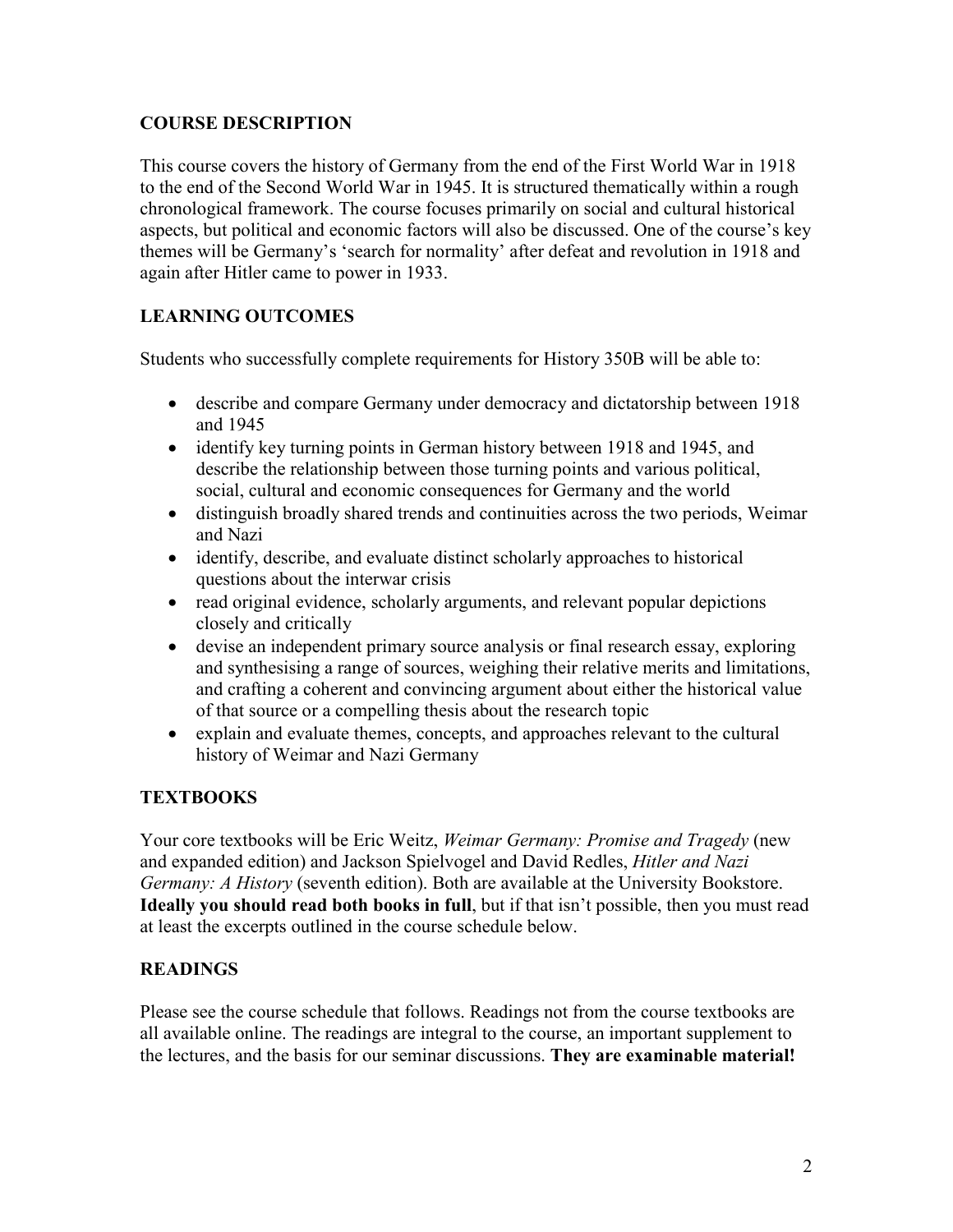## COURSE DESCRIPTION

This course covers the history of Germany from the end of the First World War in 1918 to the end of the Second World War in 1945. It is structured thematically within a rough chronological framework. The course focuses primarily on social and cultural historical aspects, but political and economic factors will also be discussed. One of the course's key themes will be Germany's 'search for normality' after defeat and revolution in 1918 and again after Hitler came to power in 1933.

## LEARNING OUTCOMES

Students who successfully complete requirements for History 350B will be able to:

- describe and compare Germany under democracy and dictatorship between 1918 and 1945
- identify key turning points in German history between 1918 and 1945, and describe the relationship between those turning points and various political, social, cultural and economic consequences for Germany and the world
- distinguish broadly shared trends and continuities across the two periods, Weimar and Nazi
- identify, describe, and evaluate distinct scholarly approaches to historical questions about the interwar crisis
- read original evidence, scholarly arguments, and relevant popular depictions closely and critically
- devise an independent primary source analysis or final research essay, exploring and synthesising a range of sources, weighing their relative merits and limitations, and crafting a coherent and convincing argument about either the historical value of that source or a compelling thesis about the research topic
- explain and evaluate themes, concepts, and approaches relevant to the cultural history of Weimar and Nazi Germany

## TEXTBOOKS

Your core textbooks will be Eric Weitz, *Weimar Germany: Promise and Tragedy* (new and expanded edition) and Jackson Spielvogel and David Redles, *Hitler and Nazi Germany: A History* (seventh edition). Both are available at the University Bookstore. **Ideally you should read both books in full**, but if that isn't possible, then you must read at least the excerpts outlined in the course schedule below.

## READINGS

Please see the course schedule that follows. Readings not from the course textbooks are all available online. The readings are integral to the course, an important supplement to the lectures, and the basis for our seminar discussions. **They are examinable material!**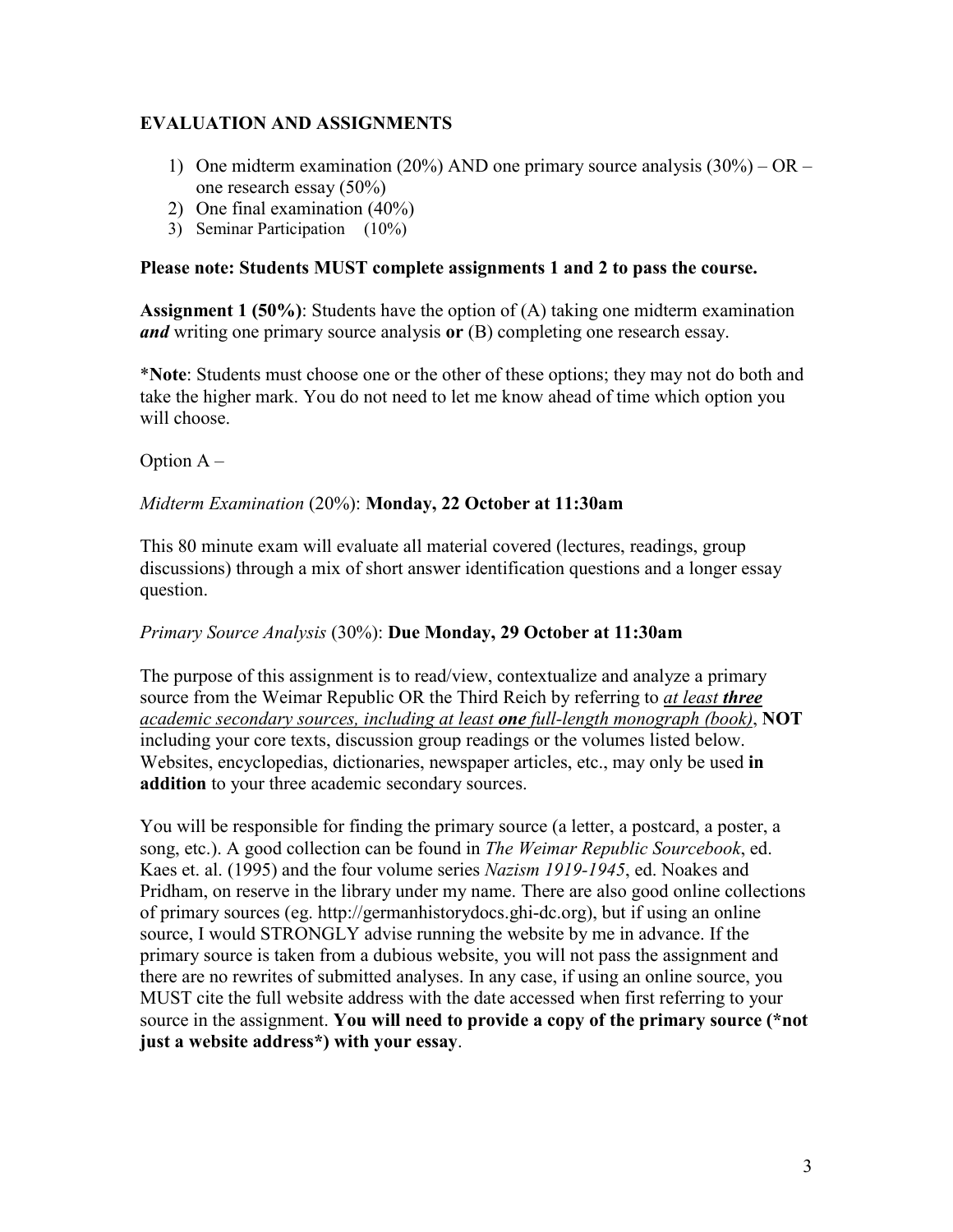## EVALUATION AND ASSIGNMENTS

1) One midterm examination (20%) AND one primary source analysis (30%) – OR – one research essay (50%)
2) One final examination (40%)
3) Seminar Participation (10%)

**Please note: Students MUST complete assignments 1 and 2 to pass the course.**

**Assignment 1 (50%)**: Students have the option of (A) taking one midterm examination ***and*** writing one primary source analysis **or** (B) completing one research essay.

*__Note__: Students must choose one or the other of these options; they may not do both and take the higher mark. You do not need to let me know ahead of time which option you will choose.

Option A –

*Midterm Examination* (20%): **Monday, 22 October at 11:30am**

This 80 minute exam will evaluate all material covered (lectures, readings, group discussions) through a mix of short answer identification questions and a longer essay question.

*Primary Source Analysis* (30%): **Due Monday, 29 October at 11:30am**

The purpose of this assignment is to read/view, contextualize and analyze a primary source from the Weimar Republic OR the Third Reich by referring to <u>*at least **three** academic secondary sources, including at least **one** full-length monograph (book)*</u>, **NOT** including your core texts, discussion group readings or the volumes listed below. Websites, encyclopedias, dictionaries, newspaper articles, etc., may only be used **in addition** to your three academic secondary sources.

You will be responsible for finding the primary source (a letter, a postcard, a poster, a song, etc.). A good collection can be found in *The Weimar Republic Sourcebook*, ed. Kaes et. al. (1995) and the four volume series *Nazism 1919-1945*, ed. Noakes and Pridham, on reserve in the library under my name. There are also good online collections of primary sources (eg. http://germanhistorydocs.ghi-dc.org), but if using an online source, I would STRONGLY advise running the website by me in advance. If the primary source is taken from a dubious website, you will not pass the assignment and there are no rewrites of submitted analyses. In any case, if using an online source, you MUST cite the full website address with the date accessed when first referring to your source in the assignment. **You will need to provide a copy of the primary source (*not just a website address*) with your essay**.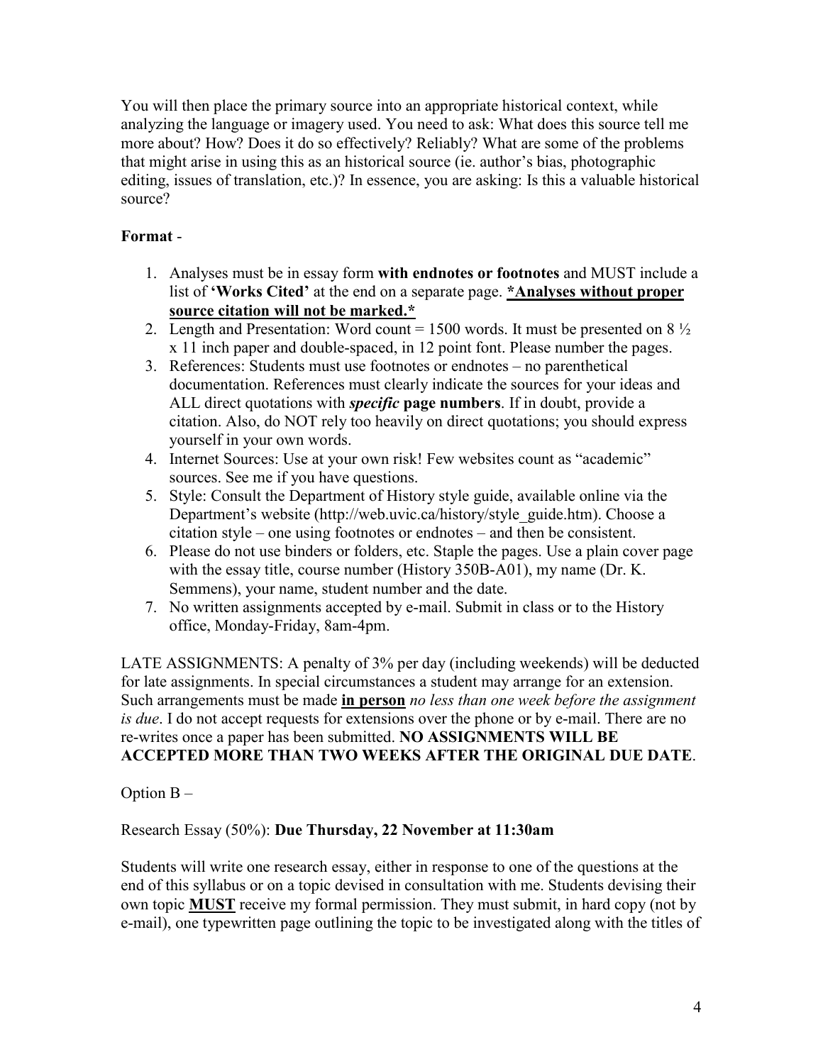You will then place the primary source into an appropriate historical context, while analyzing the language or imagery used. You need to ask: What does this source tell me more about? How? Does it do so effectively? Reliably? What are some of the problems that might arise in using this as an historical source (ie. author's bias, photographic editing, issues of translation, etc.)? In essence, you are asking: Is this a valuable historical source?

**Format** -

1. Analyses must be in essay form **with endnotes or footnotes** and MUST include a list of **'Works Cited'** at the end on a separate page. **<u>*Analyses without proper source citation will not be marked.*</u>**
2. Length and Presentation: Word count = 1500 words. It must be presented on 8 ½ x 11 inch paper and double-spaced, in 12 point font. Please number the pages.
3. References: Students must use footnotes or endnotes – no parenthetical documentation. References must clearly indicate the sources for your ideas and ALL direct quotations with ***specific* page numbers**. If in doubt, provide a citation. Also, do NOT rely too heavily on direct quotations; you should express yourself in your own words.
4. Internet Sources: Use at your own risk! Few websites count as "academic" sources. See me if you have questions.
5. Style: Consult the Department of History style guide, available online via the Department's website (http://web.uvic.ca/history/style_guide.htm). Choose a citation style – one using footnotes or endnotes – and then be consistent.
6. Please do not use binders or folders, etc. Staple the pages. Use a plain cover page with the essay title, course number (History 350B-A01), my name (Dr. K. Semmens), your name, student number and the date.
7. No written assignments accepted by e-mail. Submit in class or to the History office, Monday-Friday, 8am-4pm.

LATE ASSIGNMENTS: A penalty of 3% per day (including weekends) will be deducted for late assignments. In special circumstances a student may arrange for an extension. Such arrangements must be made **<u>in person</u>** *no less than one week before the assignment is due*. I do not accept requests for extensions over the phone or by e-mail. There are no re-writes once a paper has been submitted. **NO ASSIGNMENTS WILL BE ACCEPTED MORE THAN TWO WEEKS AFTER THE ORIGINAL DUE DATE**.

Option B –

Research Essay (50%): **Due Thursday, 22 November at 11:30am**

Students will write one research essay, either in response to one of the questions at the end of this syllabus or on a topic devised in consultation with me. Students devising their own topic **<u>MUST</u>** receive my formal permission. They must submit, in hard copy (not by e-mail), one typewritten page outlining the topic to be investigated along with the titles of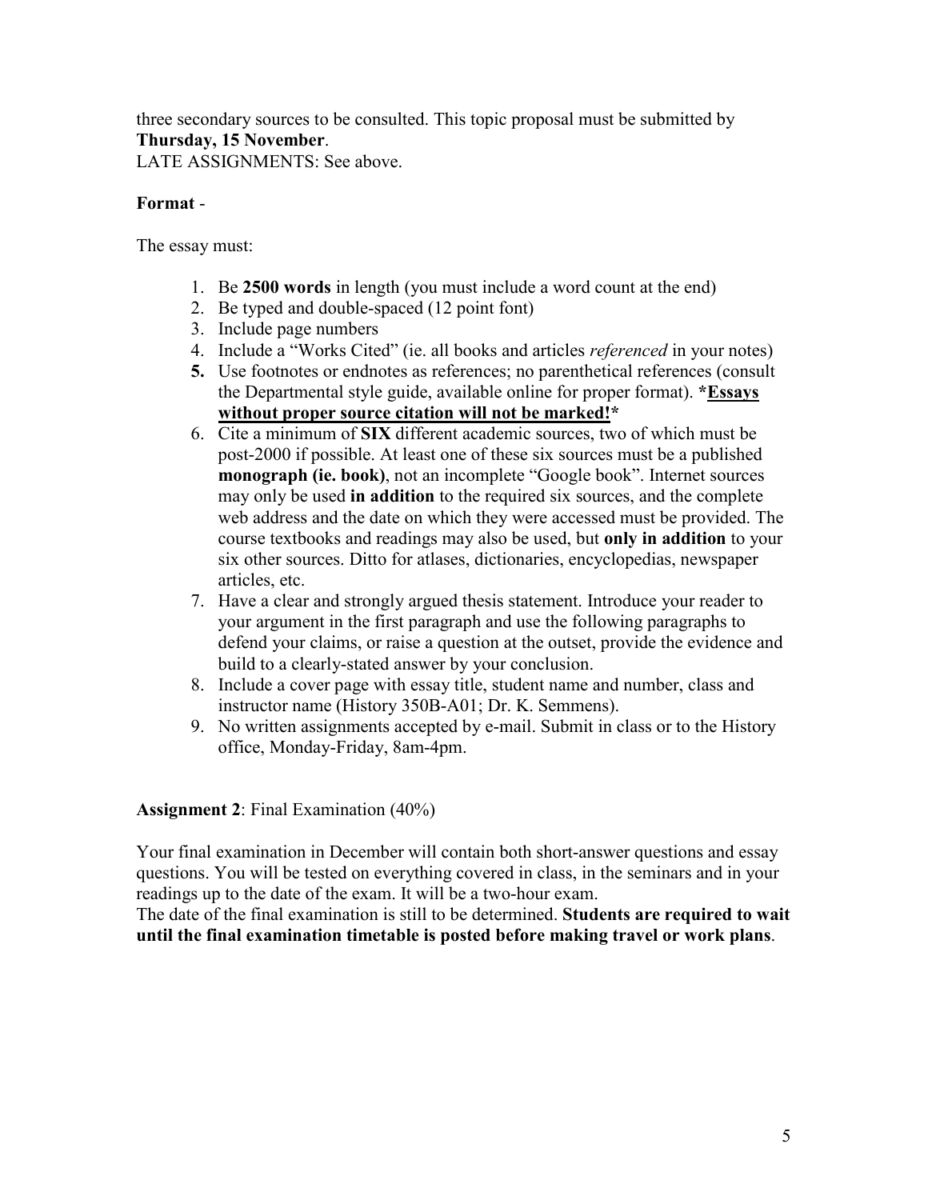three secondary sources to be consulted. This topic proposal must be submitted by **Thursday, 15 November**.
LATE ASSIGNMENTS: See above.

**Format** -

The essay must:

1. Be **2500 words** in length (you must include a word count at the end)
2. Be typed and double-spaced (12 point font)
3. Include page numbers
4. Include a "Works Cited" (ie. all books and articles *referenced* in your notes)
5. Use footnotes or endnotes as references; no parenthetical references (consult the Departmental style guide, available online for proper format). ***<u>Essays without proper source citation will not be marked!</u>***
6. Cite a minimum of **SIX** different academic sources, two of which must be post-2000 if possible. At least one of these six sources must be a published **monograph (ie. book)**, not an incomplete "Google book". Internet sources may only be used **in addition** to the required six sources, and the complete web address and the date on which they were accessed must be provided. The course textbooks and readings may also be used, but **only in addition** to your six other sources. Ditto for atlases, dictionaries, encyclopedias, newspaper articles, etc.
7. Have a clear and strongly argued thesis statement. Introduce your reader to your argument in the first paragraph and use the following paragraphs to defend your claims, or raise a question at the outset, provide the evidence and build to a clearly-stated answer by your conclusion.
8. Include a cover page with essay title, student name and number, class and instructor name (History 350B-A01; Dr. K. Semmens).
9. No written assignments accepted by e-mail. Submit in class or to the History office, Monday-Friday, 8am-4pm.

**Assignment 2**: Final Examination (40%)

Your final examination in December will contain both short-answer questions and essay questions. You will be tested on everything covered in class, in the seminars and in your readings up to the date of the exam. It will be a two-hour exam.
The date of the final examination is still to be determined. **Students are required to wait until the final examination timetable is posted before making travel or work plans**.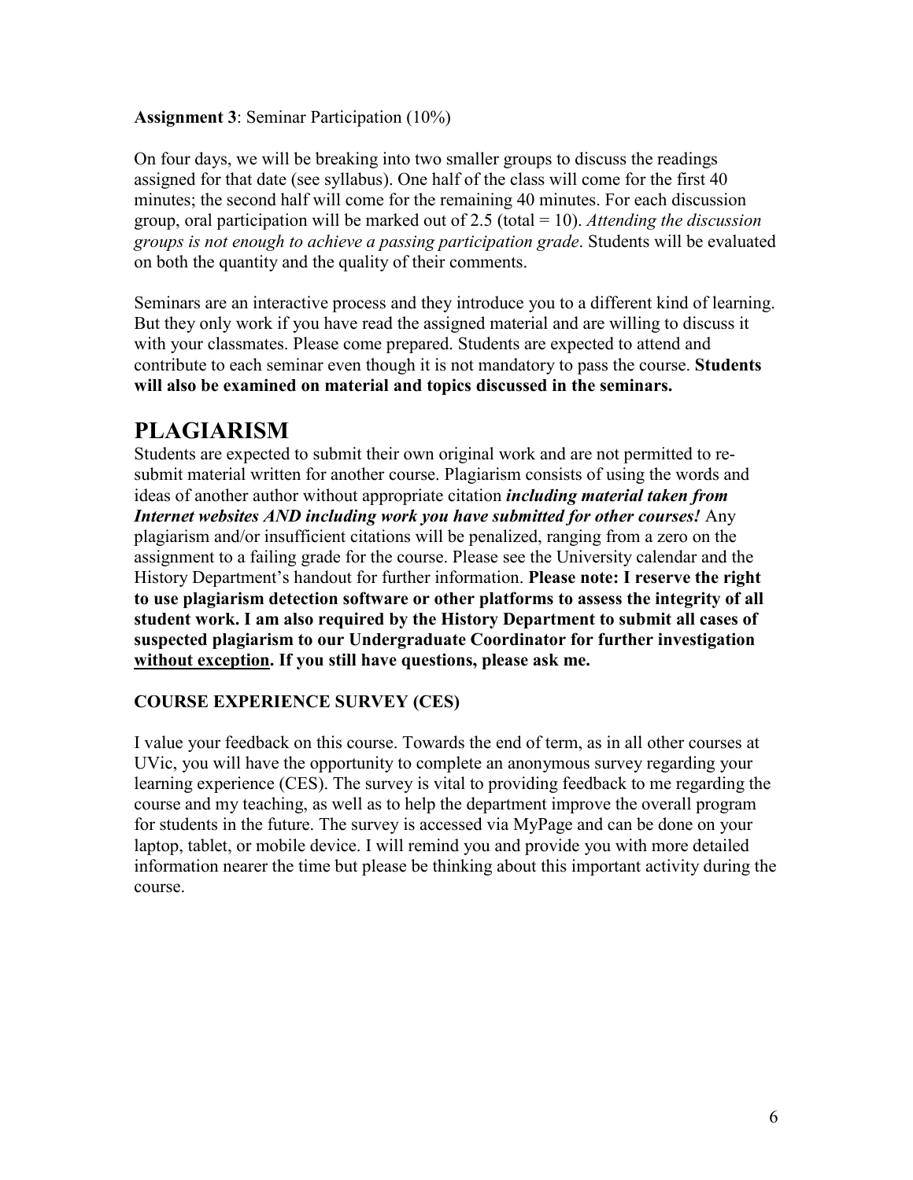**Assignment 3**: Seminar Participation (10%)

On four days, we will be breaking into two smaller groups to discuss the readings assigned for that date (see syllabus). One half of the class will come for the first 40 minutes; the second half will come for the remaining 40 minutes. For each discussion group, oral participation will be marked out of 2.5 (total = 10). *Attending the discussion groups is not enough to achieve a passing participation grade*. Students will be evaluated on both the quantity and the quality of their comments.

Seminars are an interactive process and they introduce you to a different kind of learning. But they only work if you have read the assigned material and are willing to discuss it with your classmates. Please come prepared. Students are expected to attend and contribute to each seminar even though it is not mandatory to pass the course. **Students will also be examined on material and topics discussed in the seminars.**

# PLAGIARISM

Students are expected to submit their own original work and are not permitted to re-submit material written for another course. Plagiarism consists of using the words and ideas of another author without appropriate citation ***including material taken from Internet websites AND including work you have submitted for other courses!*** Any plagiarism and/or insufficient citations will be penalized, ranging from a zero on the assignment to a failing grade for the course. Please see the University calendar and the History Department's handout for further information. **Please note: I reserve the right to use plagiarism detection software or other platforms to assess the integrity of all student work. I am also required by the History Department to submit all cases of suspected plagiarism to our Undergraduate Coordinator for further investigation <u>without exception</u>. If you still have questions, please ask me.**

### COURSE EXPERIENCE SURVEY (CES)

I value your feedback on this course. Towards the end of term, as in all other courses at UVic, you will have the opportunity to complete an anonymous survey regarding your learning experience (CES). The survey is vital to providing feedback to me regarding the course and my teaching, as well as to help the department improve the overall program for students in the future. The survey is accessed via MyPage and can be done on your laptop, tablet, or mobile device. I will remind you and provide you with more detailed information nearer the time but please be thinking about this important activity during the course.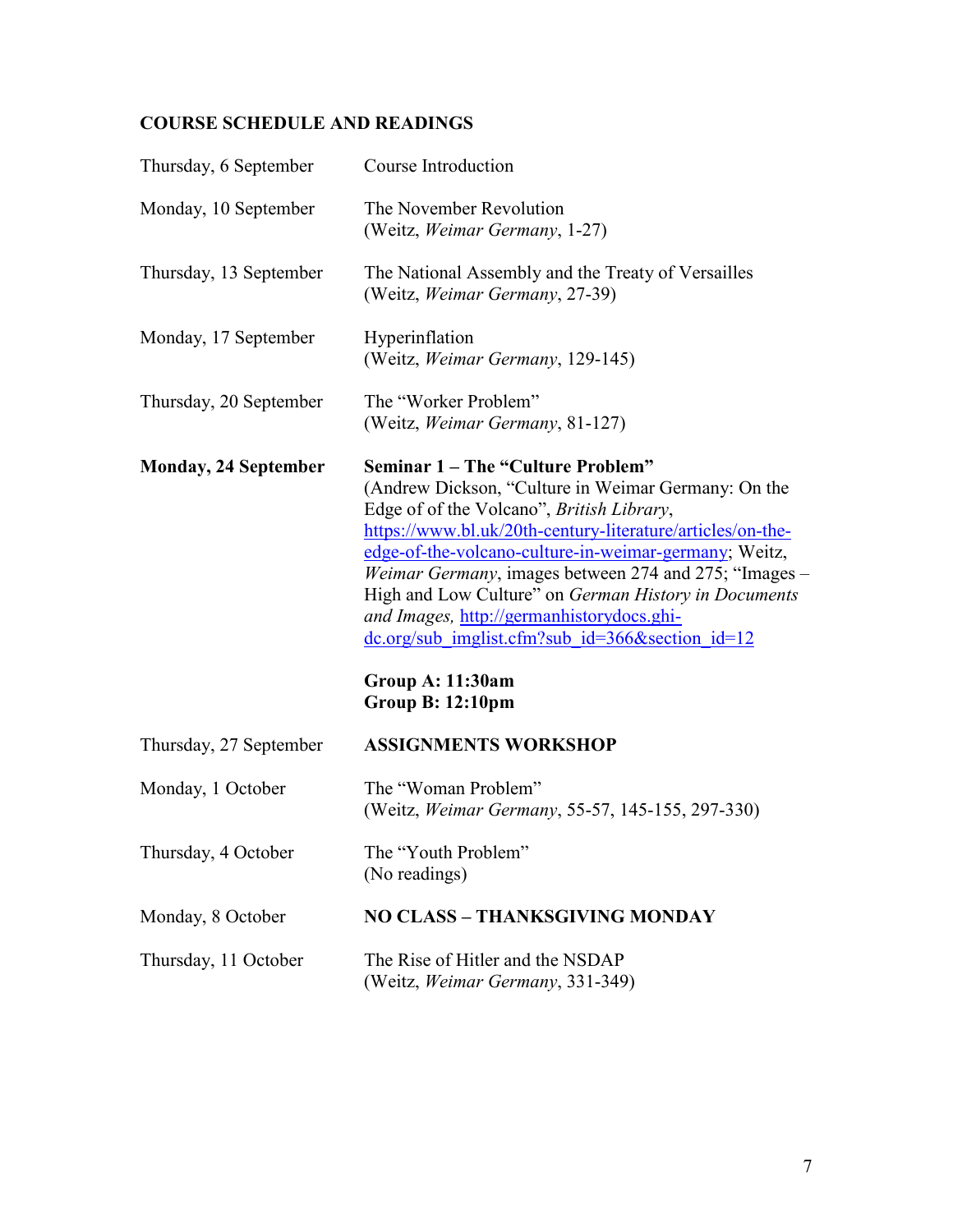## COURSE SCHEDULE AND READINGS

| | |
|---|---|
| Thursday, 6 September | Course Introduction |
| Monday, 10 September | The November Revolution<br>(Weitz, *Weimar Germany*, 1-27) |
| Thursday, 13 September | The National Assembly and the Treaty of Versailles<br>(Weitz, *Weimar Germany*, 27-39) |
| Monday, 17 September | Hyperinflation<br>(Weitz, *Weimar Germany*, 129-145) |
| Thursday, 20 September | The "Worker Problem"<br>(Weitz, *Weimar Germany*, 81-127) |
| **Monday, 24 September** | **Seminar 1 – The "Culture Problem"**<br>(Andrew Dickson, "Culture in Weimar Germany: On the Edge of of the Volcano", *British Library*, https://www.bl.uk/20th-century-literature/articles/on-the-edge-of-the-volcano-culture-in-weimar-germany; Weitz, *Weimar Germany*, images between 274 and 275; "Images – High and Low Culture" on *German History in Documents and Images,* http://germanhistorydocs.ghi-dc.org/sub_imglist.cfm?sub_id=366&section_id=12<br><br>**Group A: 11:30am**<br>**Group B: 12:10pm** |
| Thursday, 27 September | **ASSIGNMENTS WORKSHOP** |
| Monday, 1 October | The "Woman Problem"<br>(Weitz, *Weimar Germany*, 55-57, 145-155, 297-330) |
| Thursday, 4 October | The "Youth Problem"<br>(No readings) |
| Monday, 8 October | **NO CLASS – THANKSGIVING MONDAY** |
| Thursday, 11 October | The Rise of Hitler and the NSDAP<br>(Weitz, *Weimar Germany*, 331-349) |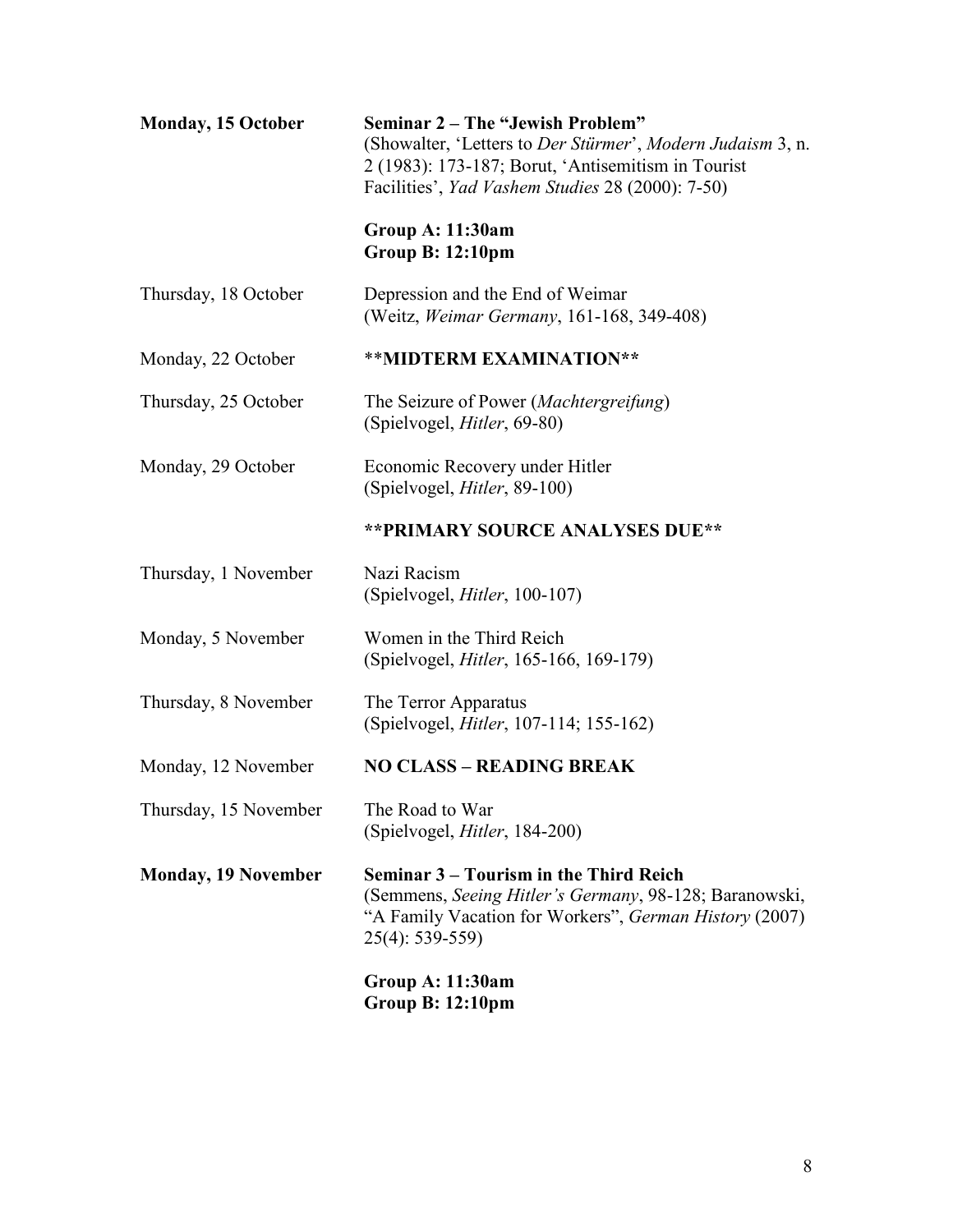| | |
|---|---|
| **Monday, 15 October** | **Seminar 2 – The "Jewish Problem"**<br>(Showalter, 'Letters to *Der Stürmer*', *Modern Judaism* 3, n. 2 (1983): 173-187; Borut, 'Antisemitism in Tourist Facilities', *Yad Vashem Studies* 28 (2000): 7-50)<br><br>**Group A: 11:30am**<br>**Group B: 12:10pm** |
| Thursday, 18 October | Depression and the End of Weimar<br>(Weitz, *Weimar Germany*, 161-168, 349-408) |
| Monday, 22 October | **\*\*MIDTERM EXAMINATION\*\*** |
| Thursday, 25 October | The Seizure of Power (*Machtergreifung*)<br>(Spielvogel, *Hitler*, 69-80) |
| Monday, 29 October | Economic Recovery under Hitler<br>(Spielvogel, *Hitler*, 89-100)<br><br>**\*\*PRIMARY SOURCE ANALYSES DUE\*\*** |
| Thursday, 1 November | Nazi Racism<br>(Spielvogel, *Hitler*, 100-107) |
| Monday, 5 November | Women in the Third Reich<br>(Spielvogel, *Hitler*, 165-166, 169-179) |
| Thursday, 8 November | The Terror Apparatus<br>(Spielvogel, *Hitler*, 107-114; 155-162) |
| Monday, 12 November | **NO CLASS – READING BREAK** |
| Thursday, 15 November | The Road to War<br>(Spielvogel, *Hitler*, 184-200) |
| **Monday, 19 November** | **Seminar 3 – Tourism in the Third Reich**<br>(Semmens, *Seeing Hitler's Germany*, 98-128; Baranowski, "A Family Vacation for Workers", *German History* (2007) 25(4): 539-559)<br><br>**Group A: 11:30am**<br>**Group B: 12:10pm** |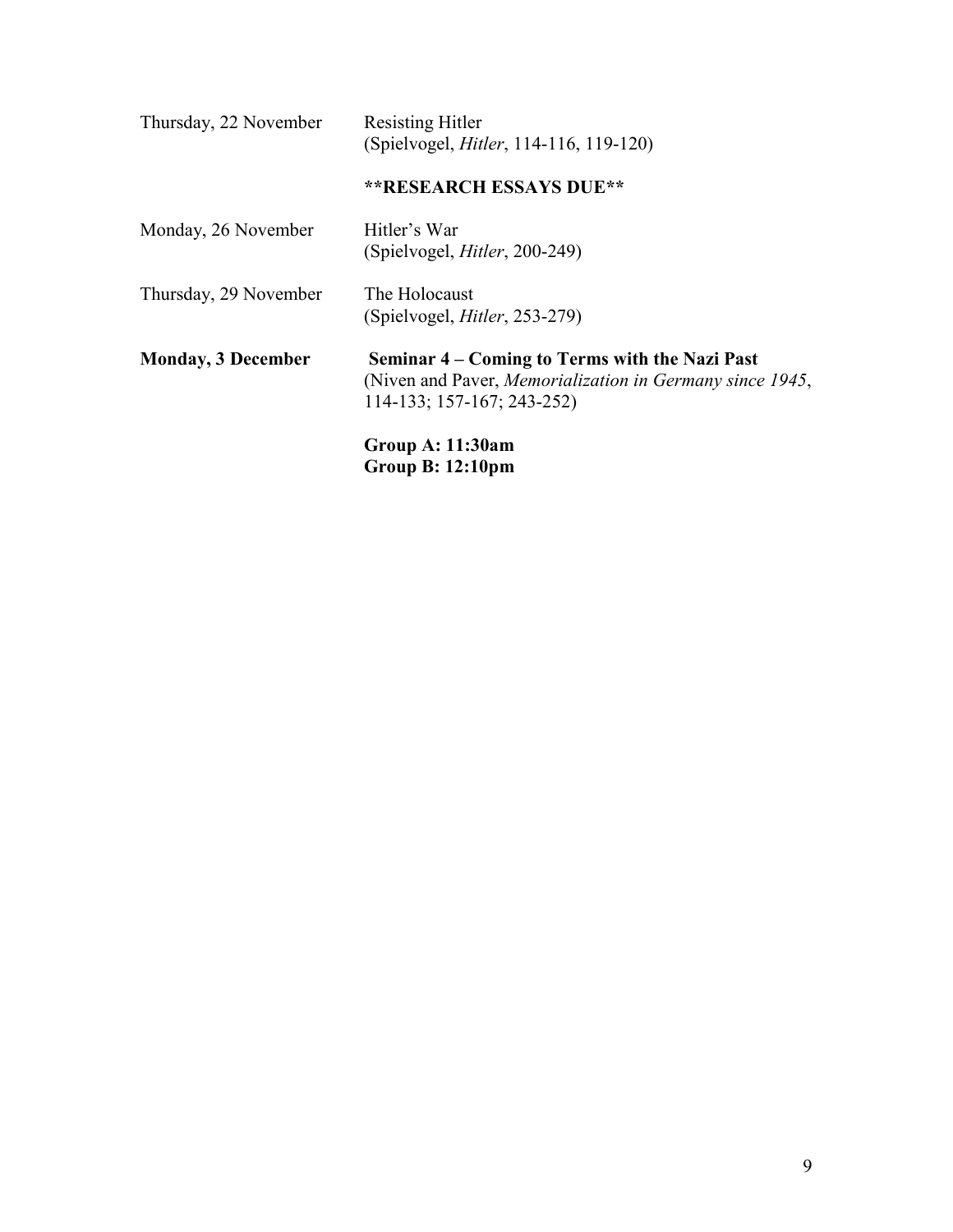| | |
|---|---|
| Thursday, 22 November | Resisting Hitler<br>(Spielvogel, *Hitler*, 114-116, 119-120)<br><br>**\*\*RESEARCH ESSAYS DUE\*\*** |
| Monday, 26 November | Hitler's War<br>(Spielvogel, *Hitler*, 200-249) |
| Thursday, 29 November | The Holocaust<br>(Spielvogel, *Hitler*, 253-279) |
| **Monday, 3 December** | **Seminar 4 – Coming to Terms with the Nazi Past**<br>(Niven and Paver, *Memorialization in Germany since 1945*, 114-133; 157-167; 243-252)<br><br>**Group A: 11:30am**<br>**Group B: 12:10pm** |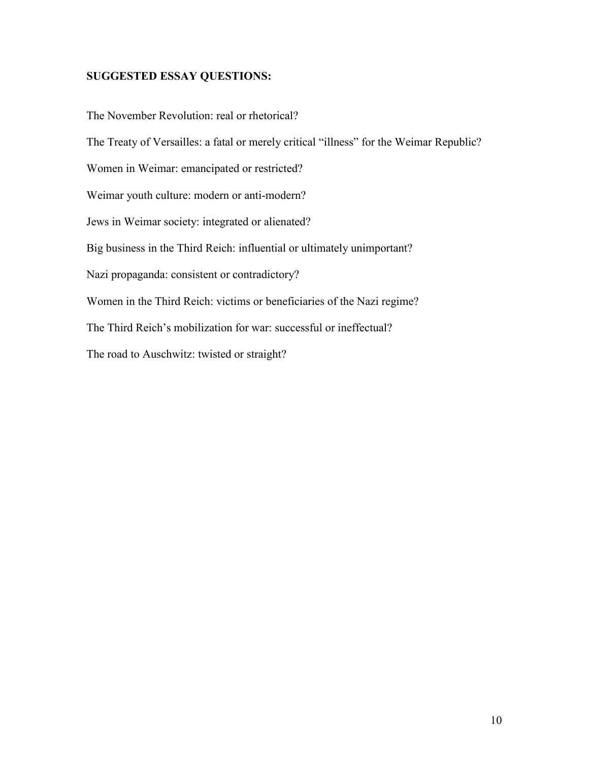**SUGGESTED ESSAY QUESTIONS:**

The November Revolution: real or rhetorical?

The Treaty of Versailles: a fatal or merely critical "illness" for the Weimar Republic?

Women in Weimar: emancipated or restricted?

Weimar youth culture: modern or anti-modern?

Jews in Weimar society: integrated or alienated?

Big business in the Third Reich: influential or ultimately unimportant?

Nazi propaganda: consistent or contradictory?

Women in the Third Reich: victims or beneficiaries of the Nazi regime?

The Third Reich's mobilization for war: successful or ineffectual?

The road to Auschwitz: twisted or straight?